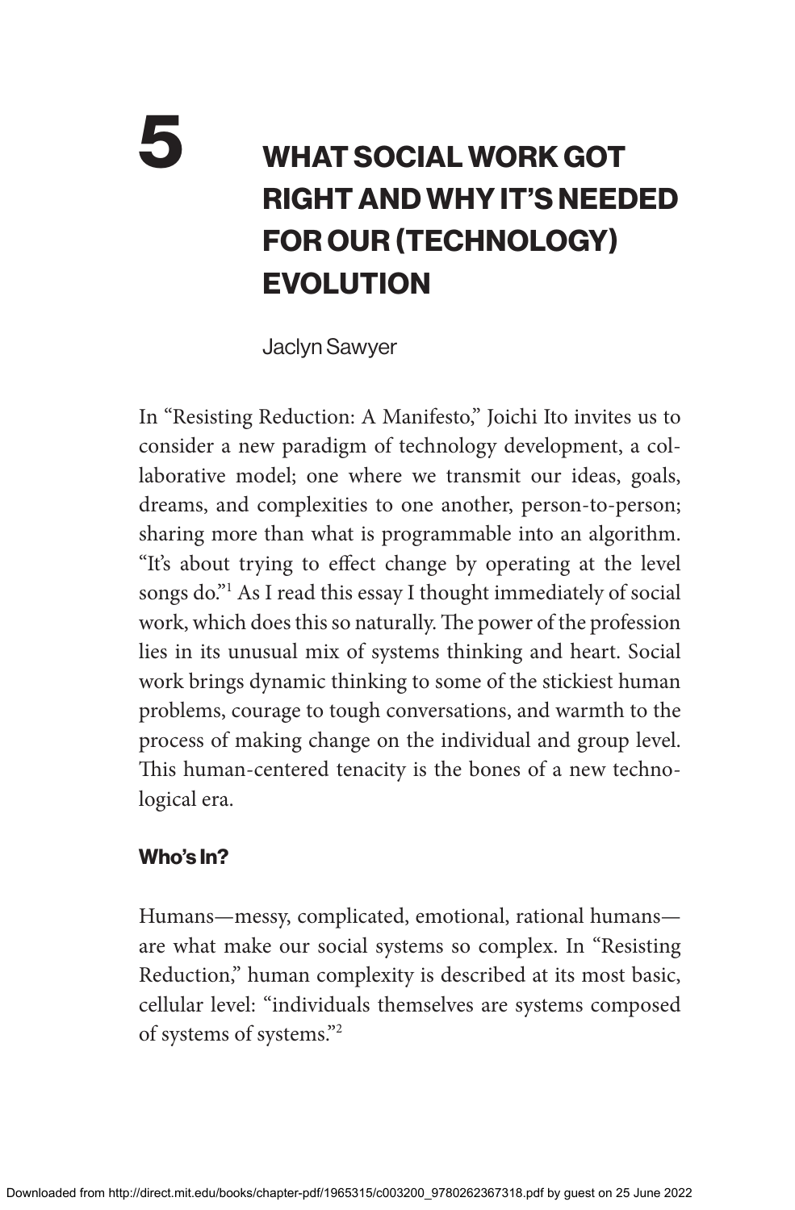# 5 WHAT SOCIAL WORK GOT RIGHT AND WHY IT'S NEEDED FOR OUR (TECHNOLOGY) EVOLUTION

Jaclyn Sawyer

In "Resisting Reduction: A Manifesto," Joichi Ito invites us to consider a new paradigm of technology development, a collaborative model; one where we transmit our ideas, goals, dreams, and complexities to one another, person-to-person; sharing more than what is programmable into an algorithm. "It's about trying to effect change by operating at the level songs do."[1] As I read this essay I thought immediately of social work, which does this so naturally. The power of the profession lies in its unusual mix of systems thinking and heart. Social work brings dynamic thinking to some of the stickiest human problems, courage to tough conversations, and warmth to the process of making change on the individual and group level. This human-centered tenacity is the bones of a new technological era.

## Who's In?

Humans—messy, complicated, emotional, rational humans—are what make our social systems so complex. In "Resisting Reduction," human complexity is described at its most basic, cellular level: "individuals themselves are systems composed of systems of systems."[2]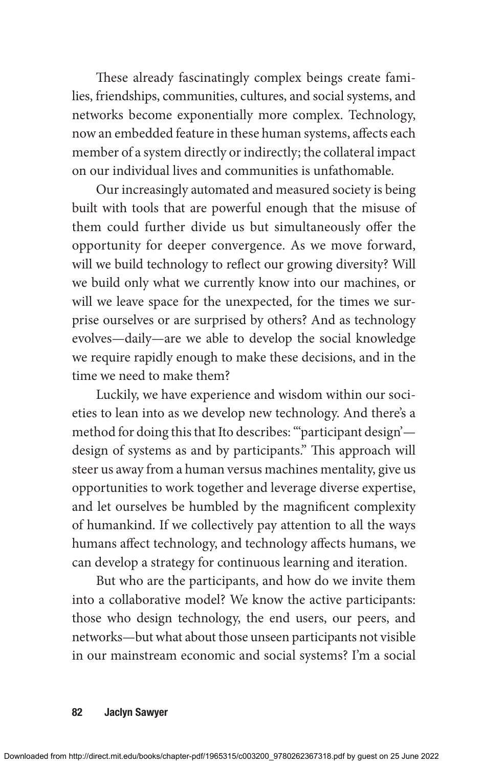These already fascinatingly complex beings create families, friendships, communities, cultures, and social systems, and networks become exponentially more complex. Technology, now an embedded feature in these human systems, affects each member of a system directly or indirectly; the collateral impact on our individual lives and communities is unfathomable.

Our increasingly automated and measured society is being built with tools that are powerful enough that the misuse of them could further divide us but simultaneously offer the opportunity for deeper convergence. As we move forward, will we build technology to reflect our growing diversity? Will we build only what we currently know into our machines, or will we leave space for the unexpected, for the times we surprise ourselves or are surprised by others? And as technology evolves—daily—are we able to develop the social knowledge we require rapidly enough to make these decisions, and in the time we need to make them?

Luckily, we have experience and wisdom within our societies to lean into as we develop new technology. And there's a method for doing this that Ito describes: "'participant design'—design of systems as and by participants." This approach will steer us away from a human versus machines mentality, give us opportunities to work together and leverage diverse expertise, and let ourselves be humbled by the magnificent complexity of humankind. If we collectively pay attention to all the ways humans affect technology, and technology affects humans, we can develop a strategy for continuous learning and iteration.

But who are the participants, and how do we invite them into a collaborative model? We know the active participants: those who design technology, the end users, our peers, and networks—but what about those unseen participants not visible in our mainstream economic and social systems? I'm a social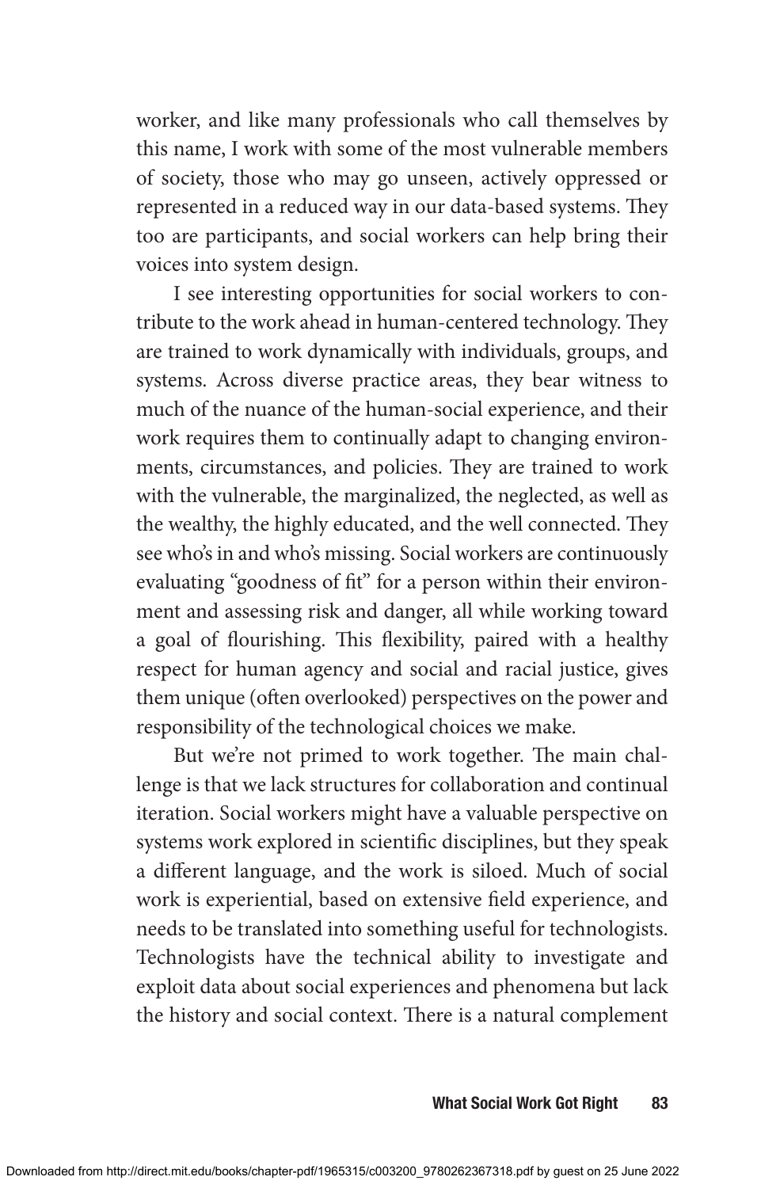worker, and like many professionals who call themselves by this name, I work with some of the most vulnerable members of society, those who may go unseen, actively oppressed or represented in a reduced way in our data-based systems. They too are participants, and social workers can help bring their voices into system design.

I see interesting opportunities for social workers to contribute to the work ahead in human-centered technology. They are trained to work dynamically with individuals, groups, and systems. Across diverse practice areas, they bear witness to much of the nuance of the human-social experience, and their work requires them to continually adapt to changing environments, circumstances, and policies. They are trained to work with the vulnerable, the marginalized, the neglected, as well as the wealthy, the highly educated, and the well connected. They see who's in and who's missing. Social workers are continuously evaluating "goodness of fit" for a person within their environment and assessing risk and danger, all while working toward a goal of flourishing. This flexibility, paired with a healthy respect for human agency and social and racial justice, gives them unique (often overlooked) perspectives on the power and responsibility of the technological choices we make.

But we're not primed to work together. The main challenge is that we lack structures for collaboration and continual iteration. Social workers might have a valuable perspective on systems work explored in scientific disciplines, but they speak a different language, and the work is siloed. Much of social work is experiential, based on extensive field experience, and needs to be translated into something useful for technologists. Technologists have the technical ability to investigate and exploit data about social experiences and phenomena but lack the history and social context. There is a natural complement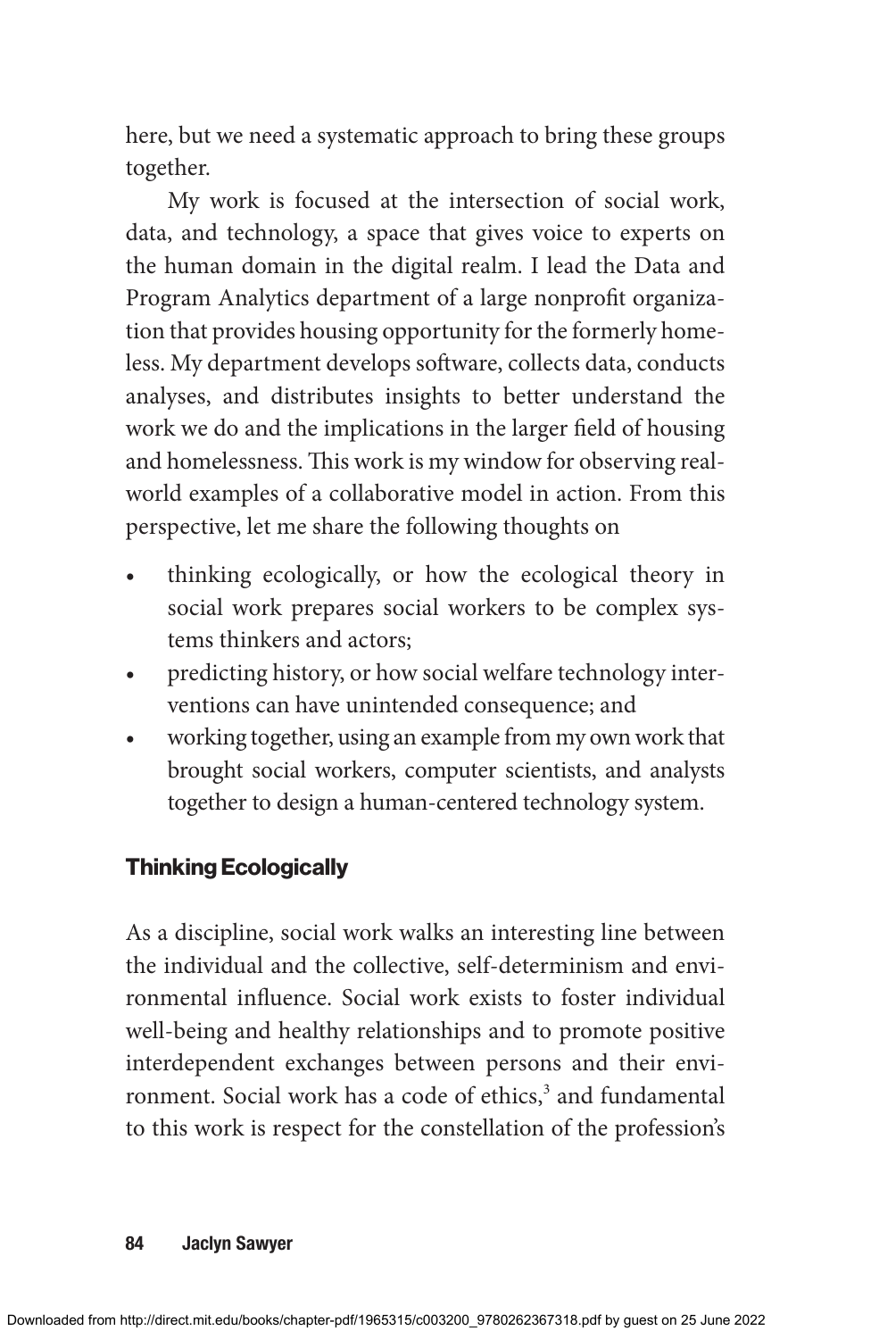here, but we need a systematic approach to bring these groups together.

My work is focused at the intersection of social work, data, and technology, a space that gives voice to experts on the human domain in the digital realm. I lead the Data and Program Analytics department of a large nonprofit organization that provides housing opportunity for the formerly homeless. My department develops software, collects data, conducts analyses, and distributes insights to better understand the work we do and the implications in the larger field of housing and homelessness. This work is my window for observing real-world examples of a collaborative model in action. From this perspective, let me share the following thoughts on

- thinking ecologically, or how the ecological theory in social work prepares social workers to be complex systems thinkers and actors;
- predicting history, or how social welfare technology interventions can have unintended consequence; and
- working together, using an example from my own work that brought social workers, computer scientists, and analysts together to design a human-centered technology system.

## Thinking Ecologically

As a discipline, social work walks an interesting line between the individual and the collective, self-determinism and environmental influence. Social work exists to foster individual well-being and healthy relationships and to promote positive interdependent exchanges between persons and their environment. Social work has a code of ethics,[3] and fundamental to this work is respect for the constellation of the profession's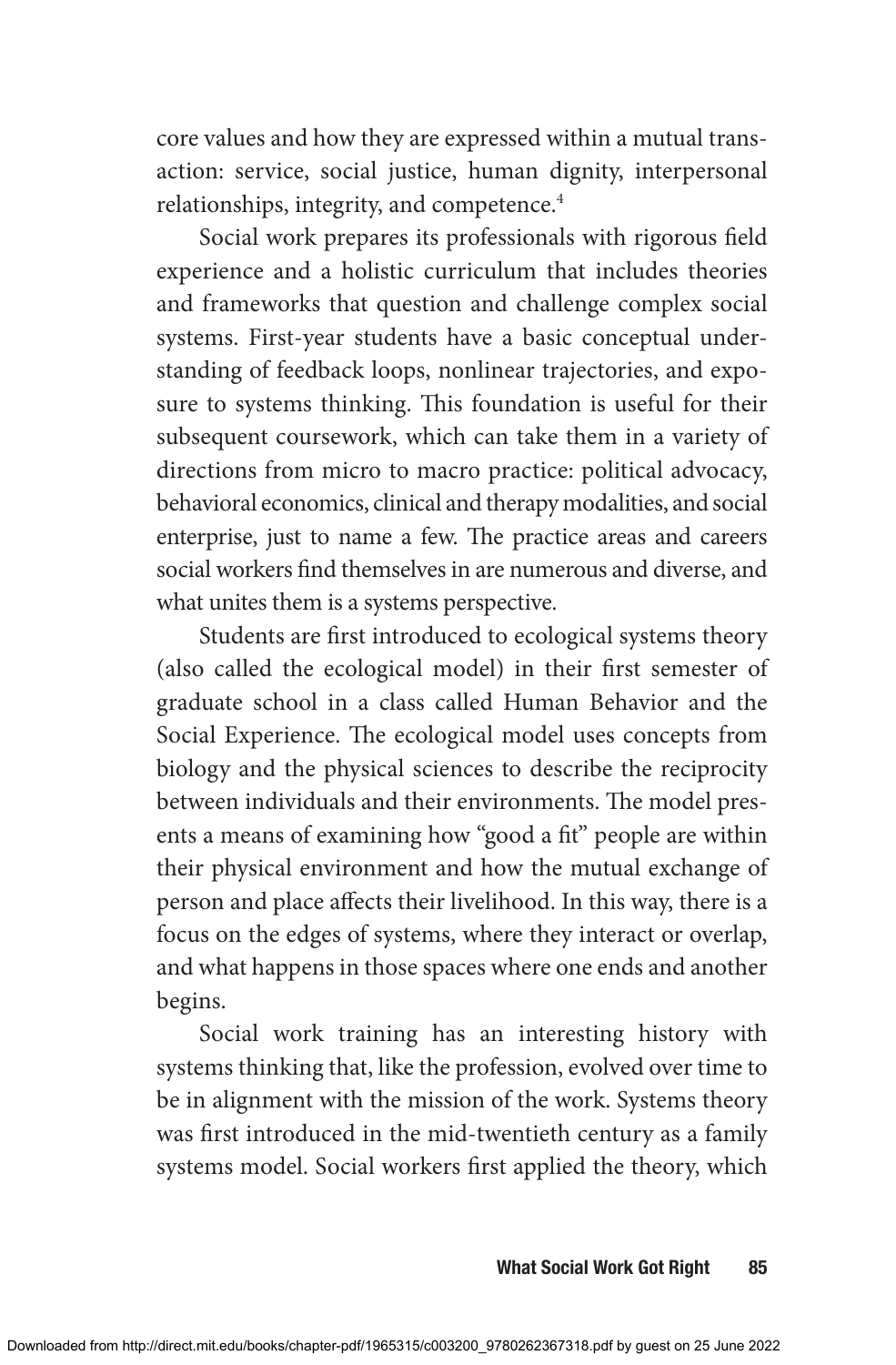core values and how they are expressed within a mutual transaction: service, social justice, human dignity, interpersonal relationships, integrity, and competence.[4]

Social work prepares its professionals with rigorous field experience and a holistic curriculum that includes theories and frameworks that question and challenge complex social systems. First-year students have a basic conceptual understanding of feedback loops, nonlinear trajectories, and exposure to systems thinking. This foundation is useful for their subsequent coursework, which can take them in a variety of directions from micro to macro practice: political advocacy, behavioral economics, clinical and therapy modalities, and social enterprise, just to name a few. The practice areas and careers social workers find themselves in are numerous and diverse, and what unites them is a systems perspective.

Students are first introduced to ecological systems theory (also called the ecological model) in their first semester of graduate school in a class called Human Behavior and the Social Experience. The ecological model uses concepts from biology and the physical sciences to describe the reciprocity between individuals and their environments. The model presents a means of examining how "good a fit" people are within their physical environment and how the mutual exchange of person and place affects their livelihood. In this way, there is a focus on the edges of systems, where they interact or overlap, and what happens in those spaces where one ends and another begins.

Social work training has an interesting history with systems thinking that, like the profession, evolved over time to be in alignment with the mission of the work. Systems theory was first introduced in the mid-twentieth century as a family systems model. Social workers first applied the theory, which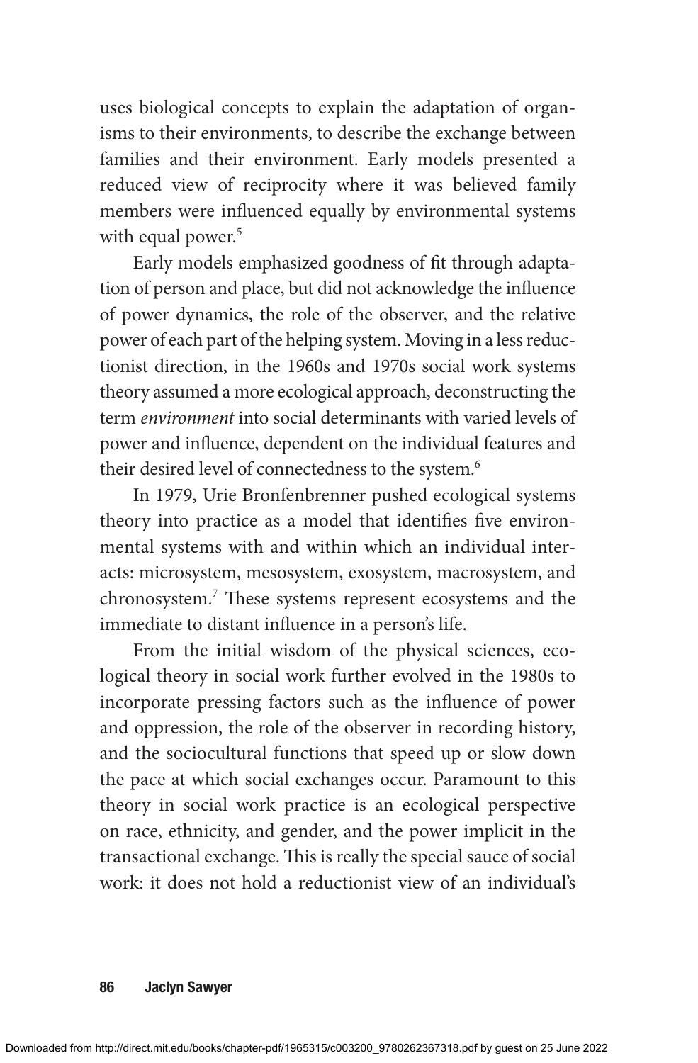uses biological concepts to explain the adaptation of organisms to their environments, to describe the exchange between families and their environment. Early models presented a reduced view of reciprocity where it was believed family members were influenced equally by environmental systems with equal power.[5]

Early models emphasized goodness of fit through adaptation of person and place, but did not acknowledge the influence of power dynamics, the role of the observer, and the relative power of each part of the helping system. Moving in a less reductionist direction, in the 1960s and 1970s social work systems theory assumed a more ecological approach, deconstructing the term *environment* into social determinants with varied levels of power and influence, dependent on the individual features and their desired level of connectedness to the system.[6]

In 1979, Urie Bronfenbrenner pushed ecological systems theory into practice as a model that identifies five environmental systems with and within which an individual interacts: microsystem, mesosystem, exosystem, macrosystem, and chronosystem.[7] These systems represent ecosystems and the immediate to distant influence in a person's life.

From the initial wisdom of the physical sciences, ecological theory in social work further evolved in the 1980s to incorporate pressing factors such as the influence of power and oppression, the role of the observer in recording history, and the sociocultural functions that speed up or slow down the pace at which social exchanges occur. Paramount to this theory in social work practice is an ecological perspective on race, ethnicity, and gender, and the power implicit in the transactional exchange. This is really the special sauce of social work: it does not hold a reductionist view of an individual's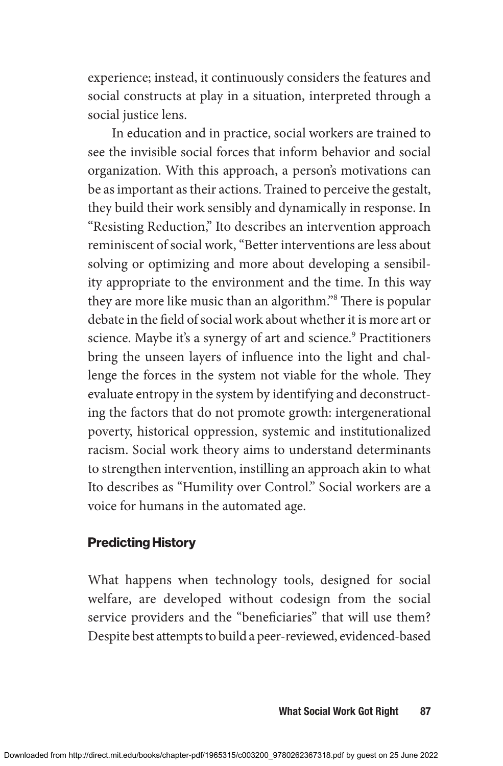experience; instead, it continuously considers the features and social constructs at play in a situation, interpreted through a social justice lens.

In education and in practice, social workers are trained to see the invisible social forces that inform behavior and social organization. With this approach, a person's motivations can be as important as their actions. Trained to perceive the gestalt, they build their work sensibly and dynamically in response. In "Resisting Reduction," Ito describes an intervention approach reminiscent of social work, "Better interventions are less about solving or optimizing and more about developing a sensibility appropriate to the environment and the time. In this way they are more like music than an algorithm."[8] There is popular debate in the field of social work about whether it is more art or science. Maybe it's a synergy of art and science.[9] Practitioners bring the unseen layers of influence into the light and challenge the forces in the system not viable for the whole. They evaluate entropy in the system by identifying and deconstructing the factors that do not promote growth: intergenerational poverty, historical oppression, systemic and institutionalized racism. Social work theory aims to understand determinants to strengthen intervention, instilling an approach akin to what Ito describes as "Humility over Control." Social workers are a voice for humans in the automated age.

## Predicting History

What happens when technology tools, designed for social welfare, are developed without codesign from the social service providers and the "beneficiaries" that will use them? Despite best attempts to build a peer-reviewed, evidenced-based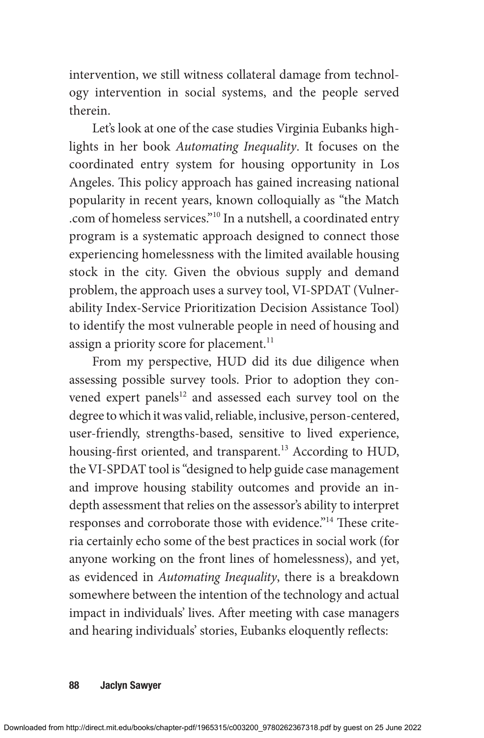intervention, we still witness collateral damage from technology intervention in social systems, and the people served therein.

Let's look at one of the case studies Virginia Eubanks highlights in her book *Automating Inequality*. It focuses on the coordinated entry system for housing opportunity in Los Angeles. This policy approach has gained increasing national popularity in recent years, known colloquially as "the Match.com of homeless services."[10] In a nutshell, a coordinated entry program is a systematic approach designed to connect those experiencing homelessness with the limited available housing stock in the city. Given the obvious supply and demand problem, the approach uses a survey tool, VI-SPDAT (Vulnerability Index-Service Prioritization Decision Assistance Tool) to identify the most vulnerable people in need of housing and assign a priority score for placement.[11]

From my perspective, HUD did its due diligence when assessing possible survey tools. Prior to adoption they convened expert panels[12] and assessed each survey tool on the degree to which it was valid, reliable, inclusive, person-centered, user-friendly, strengths-based, sensitive to lived experience, housing-first oriented, and transparent.[13] According to HUD, the VI-SPDAT tool is "designed to help guide case management and improve housing stability outcomes and provide an in-depth assessment that relies on the assessor's ability to interpret responses and corroborate those with evidence."[14] These criteria certainly echo some of the best practices in social work (for anyone working on the front lines of homelessness), and yet, as evidenced in *Automating Inequality*, there is a breakdown somewhere between the intention of the technology and actual impact in individuals' lives. After meeting with case managers and hearing individuals' stories, Eubanks eloquently reflects: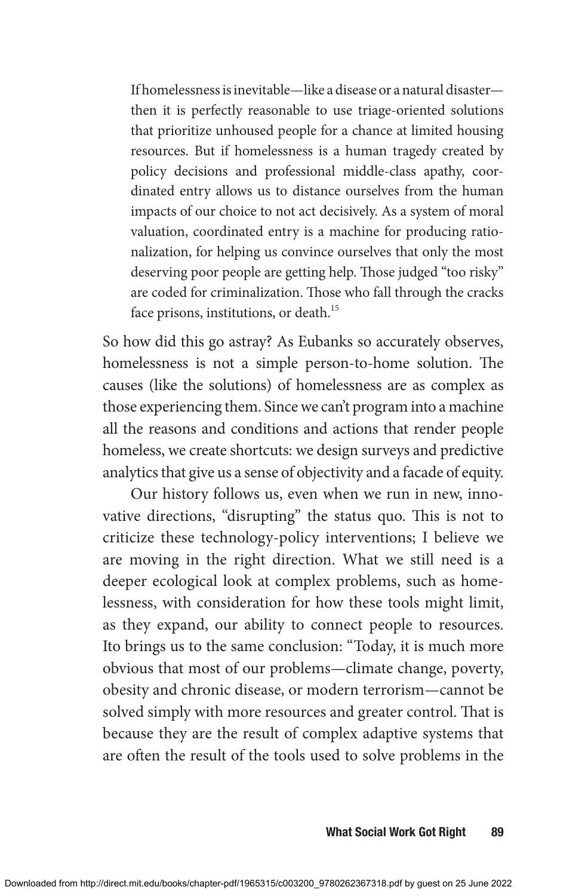> If homelessness is inevitable—like a disease or a natural disaster—then it is perfectly reasonable to use triage-oriented solutions that prioritize unhoused people for a chance at limited housing resources. But if homelessness is a human tragedy created by policy decisions and professional middle-class apathy, coordinated entry allows us to distance ourselves from the human impacts of our choice to not act decisively. As a system of moral valuation, coordinated entry is a machine for producing rationalization, for helping us convince ourselves that only the most deserving poor people are getting help. Those judged "too risky" are coded for criminalization. Those who fall through the cracks face prisons, institutions, or death.[15]

So how did this go astray? As Eubanks so accurately observes, homelessness is not a simple person-to-home solution. The causes (like the solutions) of homelessness are as complex as those experiencing them. Since we can't program into a machine all the reasons and conditions and actions that render people homeless, we create shortcuts: we design surveys and predictive analytics that give us a sense of objectivity and a facade of equity.

Our history follows us, even when we run in new, innovative directions, "disrupting" the status quo. This is not to criticize these technology-policy interventions; I believe we are moving in the right direction. What we still need is a deeper ecological look at complex problems, such as homelessness, with consideration for how these tools might limit, as they expand, our ability to connect people to resources. Ito brings us to the same conclusion: "Today, it is much more obvious that most of our problems—climate change, poverty, obesity and chronic disease, or modern terrorism—cannot be solved simply with more resources and greater control. That is because they are the result of complex adaptive systems that are often the result of the tools used to solve problems in the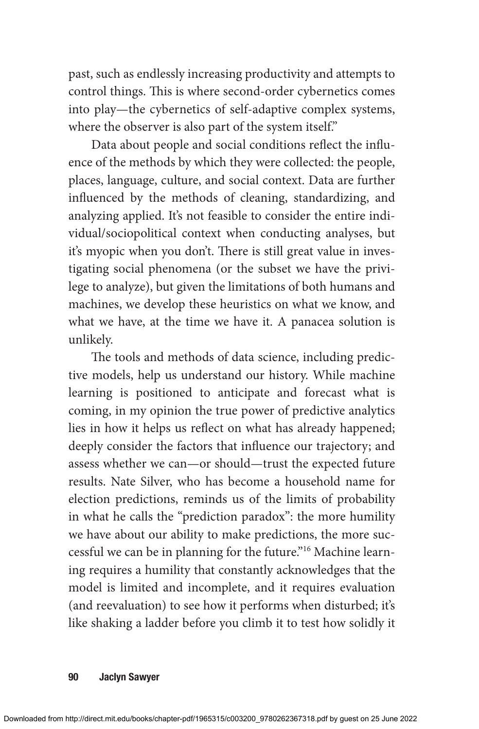past, such as endlessly increasing productivity and attempts to control things. This is where second-order cybernetics comes into play—the cybernetics of self-adaptive complex systems, where the observer is also part of the system itself."

Data about people and social conditions reflect the influence of the methods by which they were collected: the people, places, language, culture, and social context. Data are further influenced by the methods of cleaning, standardizing, and analyzing applied. It's not feasible to consider the entire individual/sociopolitical context when conducting analyses, but it's myopic when you don't. There is still great value in investigating social phenomena (or the subset we have the privilege to analyze), but given the limitations of both humans and machines, we develop these heuristics on what we know, and what we have, at the time we have it. A panacea solution is unlikely.

The tools and methods of data science, including predictive models, help us understand our history. While machine learning is positioned to anticipate and forecast what is coming, in my opinion the true power of predictive analytics lies in how it helps us reflect on what has already happened; deeply consider the factors that influence our trajectory; and assess whether we can—or should—trust the expected future results. Nate Silver, who has become a household name for election predictions, reminds us of the limits of probability in what he calls the "prediction paradox": the more humility we have about our ability to make predictions, the more successful we can be in planning for the future."[16] Machine learning requires a humility that constantly acknowledges that the model is limited and incomplete, and it requires evaluation (and reevaluation) to see how it performs when disturbed; it's like shaking a ladder before you climb it to test how solidly it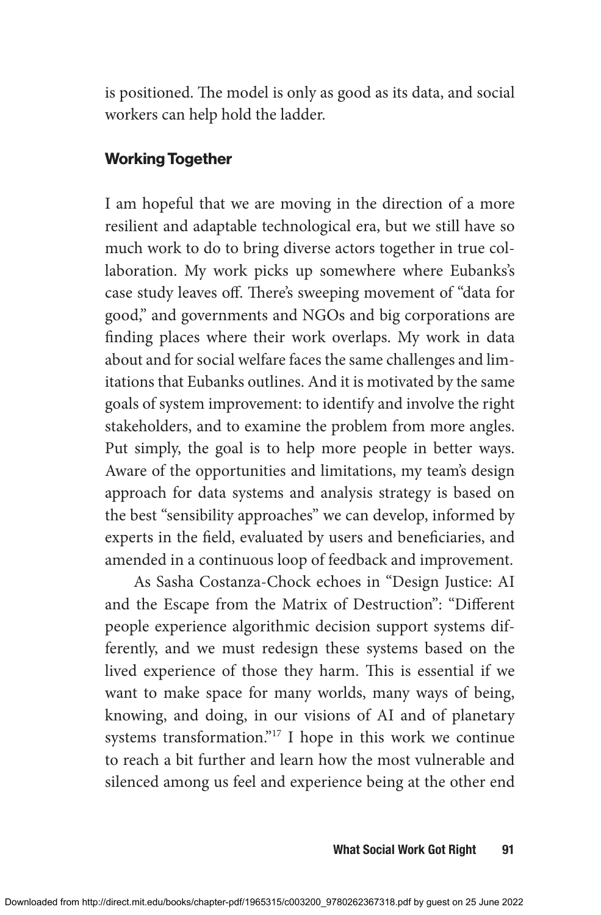is positioned. The model is only as good as its data, and social workers can help hold the ladder.

### Working Together

I am hopeful that we are moving in the direction of a more resilient and adaptable technological era, but we still have so much work to do to bring diverse actors together in true collaboration. My work picks up somewhere where Eubanks's case study leaves off. There's sweeping movement of "data for good," and governments and NGOs and big corporations are finding places where their work overlaps. My work in data about and for social welfare faces the same challenges and limitations that Eubanks outlines. And it is motivated by the same goals of system improvement: to identify and involve the right stakeholders, and to examine the problem from more angles. Put simply, the goal is to help more people in better ways. Aware of the opportunities and limitations, my team's design approach for data systems and analysis strategy is based on the best "sensibility approaches" we can develop, informed by experts in the field, evaluated by users and beneficiaries, and amended in a continuous loop of feedback and improvement.

As Sasha Costanza-Chock echoes in "Design Justice: AI and the Escape from the Matrix of Destruction": "Different people experience algorithmic decision support systems differently, and we must redesign these systems based on the lived experience of those they harm. This is essential if we want to make space for many worlds, many ways of being, knowing, and doing, in our visions of AI and of planetary systems transformation."[17] I hope in this work we continue to reach a bit further and learn how the most vulnerable and silenced among us feel and experience being at the other end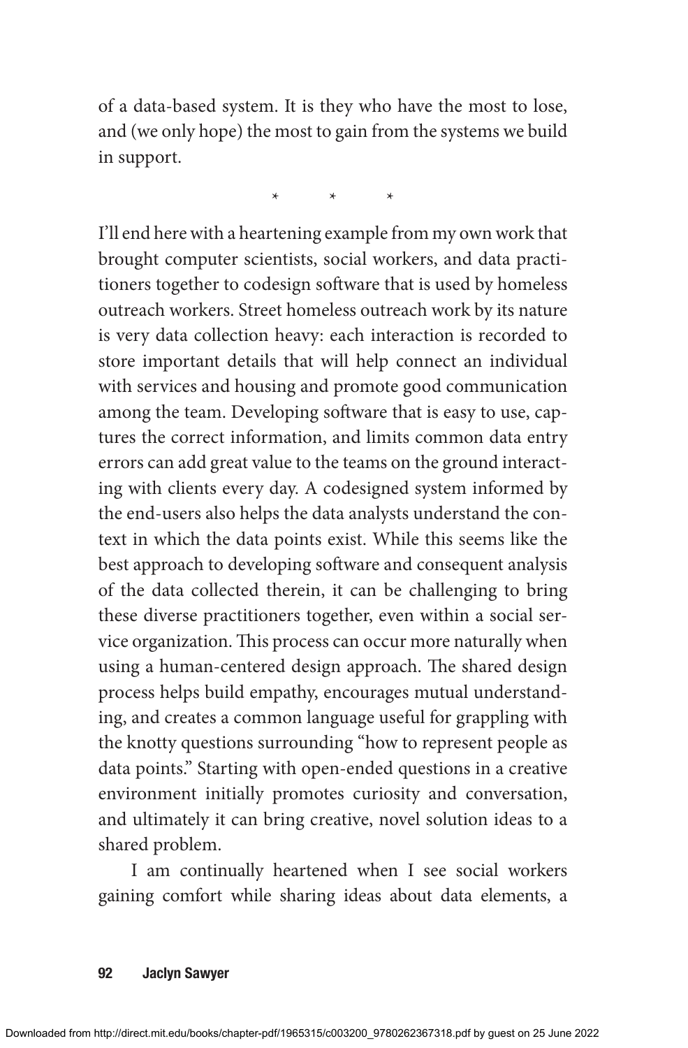of a data-based system. It is they who have the most to lose, and (we only hope) the most to gain from the systems we build in support.

\* \* \*

I'll end here with a heartening example from my own work that brought computer scientists, social workers, and data practitioners together to codesign software that is used by homeless outreach workers. Street homeless outreach work by its nature is very data collection heavy: each interaction is recorded to store important details that will help connect an individual with services and housing and promote good communication among the team. Developing software that is easy to use, captures the correct information, and limits common data entry errors can add great value to the teams on the ground interacting with clients every day. A codesigned system informed by the end-users also helps the data analysts understand the context in which the data points exist. While this seems like the best approach to developing software and consequent analysis of the data collected therein, it can be challenging to bring these diverse practitioners together, even within a social service organization. This process can occur more naturally when using a human-centered design approach. The shared design process helps build empathy, encourages mutual understanding, and creates a common language useful for grappling with the knotty questions surrounding "how to represent people as data points." Starting with open-ended questions in a creative environment initially promotes curiosity and conversation, and ultimately it can bring creative, novel solution ideas to a shared problem.

I am continually heartened when I see social workers gaining comfort while sharing ideas about data elements, a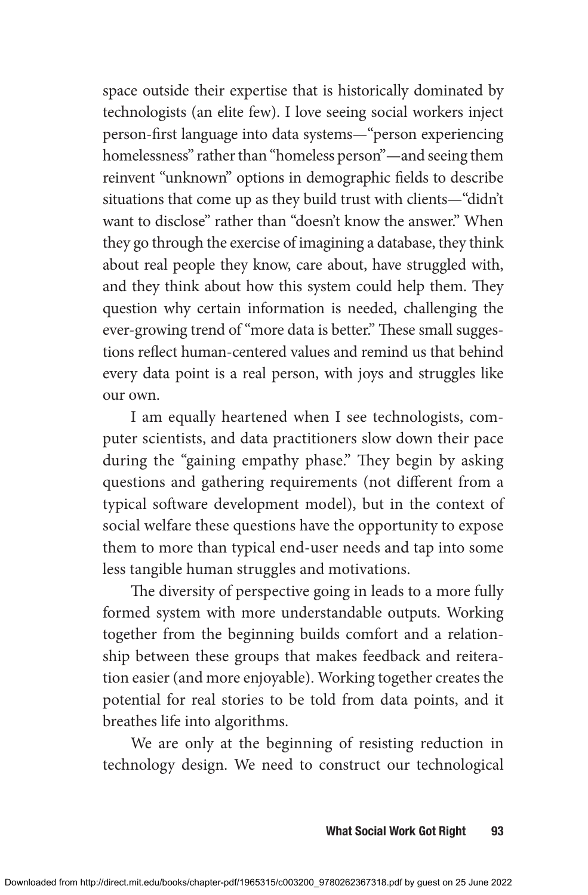space outside their expertise that is historically dominated by technologists (an elite few). I love seeing social workers inject person-first language into data systems—"person experiencing homelessness" rather than "homeless person"—and seeing them reinvent "unknown" options in demographic fields to describe situations that come up as they build trust with clients—"didn't want to disclose" rather than "doesn't know the answer." When they go through the exercise of imagining a database, they think about real people they know, care about, have struggled with, and they think about how this system could help them. They question why certain information is needed, challenging the ever-growing trend of "more data is better." These small suggestions reflect human-centered values and remind us that behind every data point is a real person, with joys and struggles like our own.

I am equally heartened when I see technologists, computer scientists, and data practitioners slow down their pace during the "gaining empathy phase." They begin by asking questions and gathering requirements (not different from a typical software development model), but in the context of social welfare these questions have the opportunity to expose them to more than typical end-user needs and tap into some less tangible human struggles and motivations.

The diversity of perspective going in leads to a more fully formed system with more understandable outputs. Working together from the beginning builds comfort and a relationship between these groups that makes feedback and reiteration easier (and more enjoyable). Working together creates the potential for real stories to be told from data points, and it breathes life into algorithms.

We are only at the beginning of resisting reduction in technology design. We need to construct our technological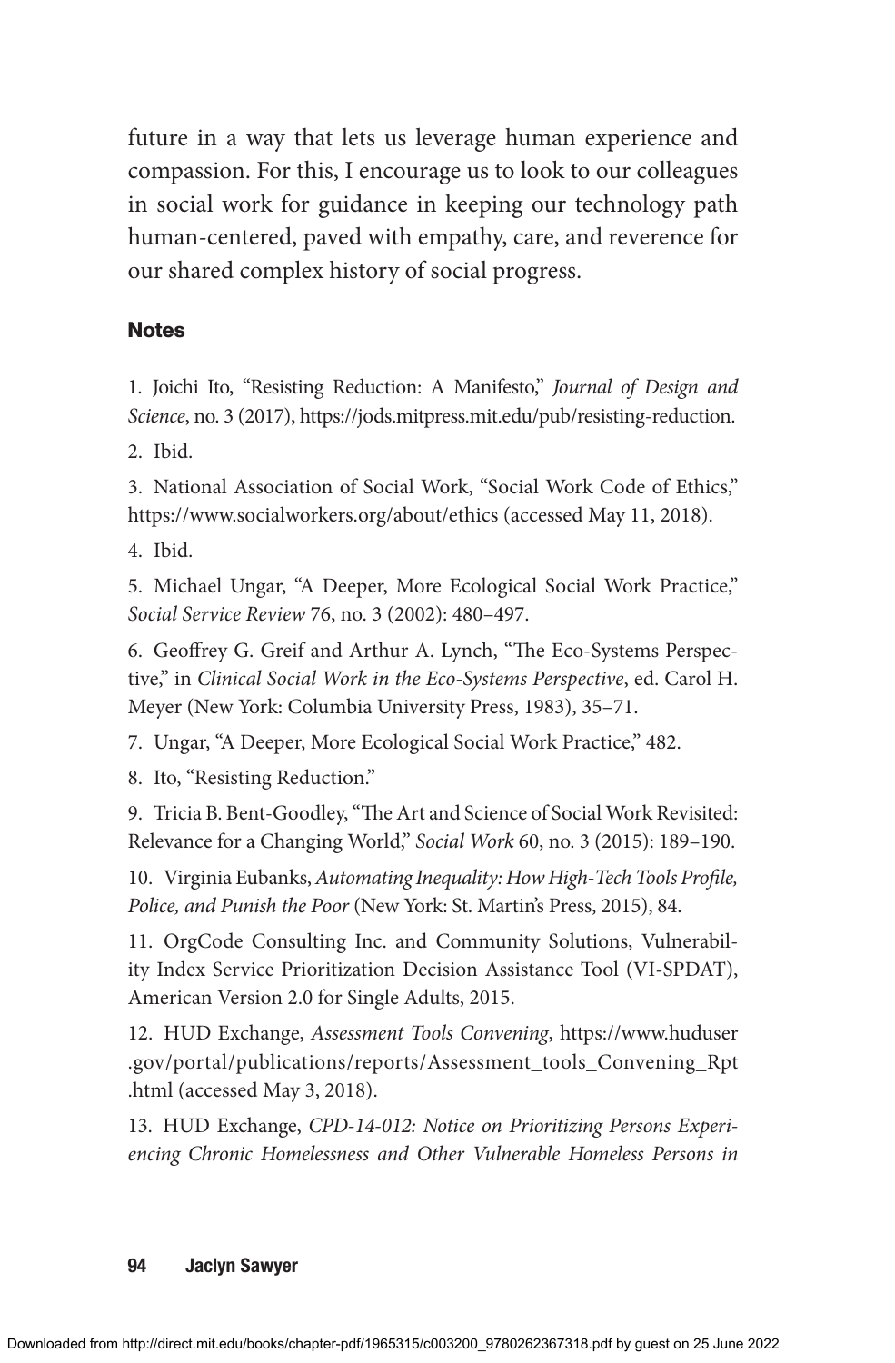future in a way that lets us leverage human experience and compassion. For this, I encourage us to look to our colleagues in social work for guidance in keeping our technology path human-centered, paved with empathy, care, and reverence for our shared complex history of social progress.

## Notes

1. Joichi Ito, "Resisting Reduction: A Manifesto," *Journal of Design and Science*, no. 3 (2017), https://jods.mitpress.mit.edu/pub/resisting-reduction.

2. Ibid.

3. National Association of Social Work, "Social Work Code of Ethics," https://www.socialworkers.org/about/ethics (accessed May 11, 2018).

4. Ibid.

5. Michael Ungar, "A Deeper, More Ecological Social Work Practice," *Social Service Review* 76, no. 3 (2002): 480–497.

6. Geoffrey G. Greif and Arthur A. Lynch, "The Eco-Systems Perspective," in *Clinical Social Work in the Eco-Systems Perspective*, ed. Carol H. Meyer (New York: Columbia University Press, 1983), 35–71.

7. Ungar, "A Deeper, More Ecological Social Work Practice," 482.

8. Ito, "Resisting Reduction."

9. Tricia B. Bent-Goodley, "The Art and Science of Social Work Revisited: Relevance for a Changing World," *Social Work* 60, no. 3 (2015): 189–190.

10. Virginia Eubanks, *Automating Inequality: How High-Tech Tools Profile, Police, and Punish the Poor* (New York: St. Martin's Press, 2015), 84.

11. OrgCode Consulting Inc. and Community Solutions, Vulnerability Index Service Prioritization Decision Assistance Tool (VI-SPDAT), American Version 2.0 for Single Adults, 2015.

12. HUD Exchange, *Assessment Tools Convening*, https://www.huduser.gov/portal/publications/reports/Assessment_tools_Convening_Rpt.html (accessed May 3, 2018).

13. HUD Exchange, *CPD-14-012: Notice on Prioritizing Persons Experiencing Chronic Homelessness and Other Vulnerable Homeless Persons in*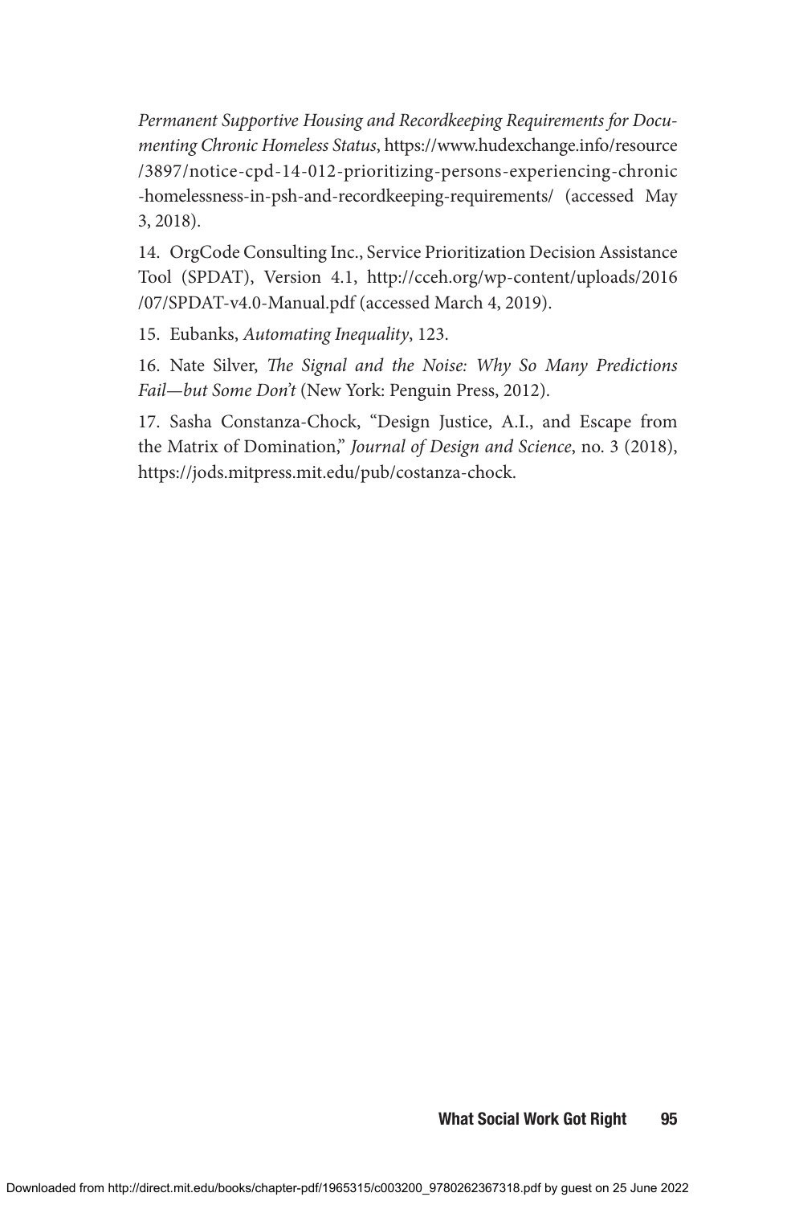*Permanent Supportive Housing and Recordkeeping Requirements for Documenting Chronic Homeless Status*, https://www.hudexchange.info/resource/3897/notice-cpd-14-012-prioritizing-persons-experiencing-chronic-homelessness-in-psh-and-recordkeeping-requirements/ (accessed May 3, 2018).

14. OrgCode Consulting Inc., Service Prioritization Decision Assistance Tool (SPDAT), Version 4.1, http://cceh.org/wp-content/uploads/2016/07/SPDAT-v4.0-Manual.pdf (accessed March 4, 2019).

15. Eubanks, *Automating Inequality*, 123.

16. Nate Silver, *The Signal and the Noise: Why So Many Predictions Fail—but Some Don't* (New York: Penguin Press, 2012).

17. Sasha Constanza-Chock, "Design Justice, A.I., and Escape from the Matrix of Domination," *Journal of Design and Science*, no. 3 (2018), https://jods.mitpress.mit.edu/pub/costanza-chock.